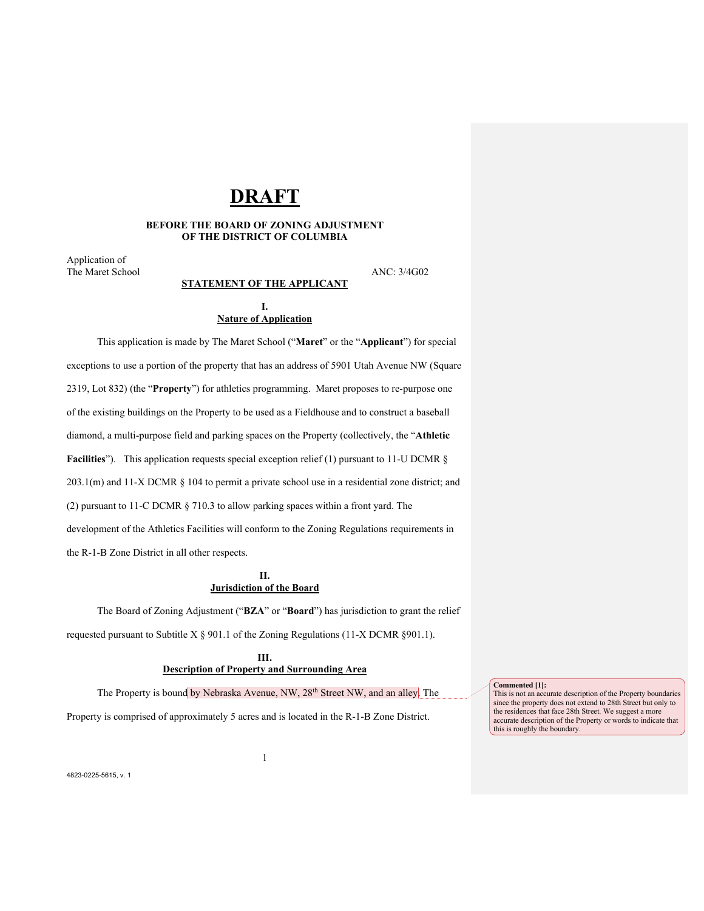# DRAFT

**BEFORE THE BOARD OF ZONING ADJUSTMENT**
**OF THE DISTRICT OF COLUMBIA**

Application of
The Maret School — ANC: 3/4G02

**STATEMENT OF THE APPLICANT**

## I.
## Nature of Application

This application is made by The Maret School ("**Maret**" or the "**Applicant**") for special exceptions to use a portion of the property that has an address of 5901 Utah Avenue NW (Square 2319, Lot 832) (the "**Property**") for athletics programming. Maret proposes to re-purpose one of the existing buildings on the Property to be used as a Fieldhouse and to construct a baseball diamond, a multi-purpose field and parking spaces on the Property (collectively, the "**Athletic Facilities**"). This application requests special exception relief (1) pursuant to 11-U DCMR § 203.1(m) and 11-X DCMR § 104 to permit a private school use in a residential zone district; and (2) pursuant to 11-C DCMR § 710.3 to allow parking spaces within a front yard. The development of the Athletics Facilities will conform to the Zoning Regulations requirements in the R-1-B Zone District in all other respects.

## II.
## Jurisdiction of the Board

The Board of Zoning Adjustment ("**BZA**" or "**Board**") has jurisdiction to grant the relief requested pursuant to Subtitle X § 901.1 of the Zoning Regulations (11-X DCMR §901.1).

## III.
## Description of Property and Surrounding Area

The Property is bound by Nebraska Avenue, NW, 28th Street NW, and an alley. The Property is comprised of approximately 5 acres and is located in the R-1-B Zone District.

> **Commented [1]:** This is not an accurate description of the Property boundaries since the property does not extend to 28th Street but only to the residences that face 28th Street. We suggest a more accurate description of the Property or words to indicate that this is roughly the boundary.

4823-0225-5615, v. 1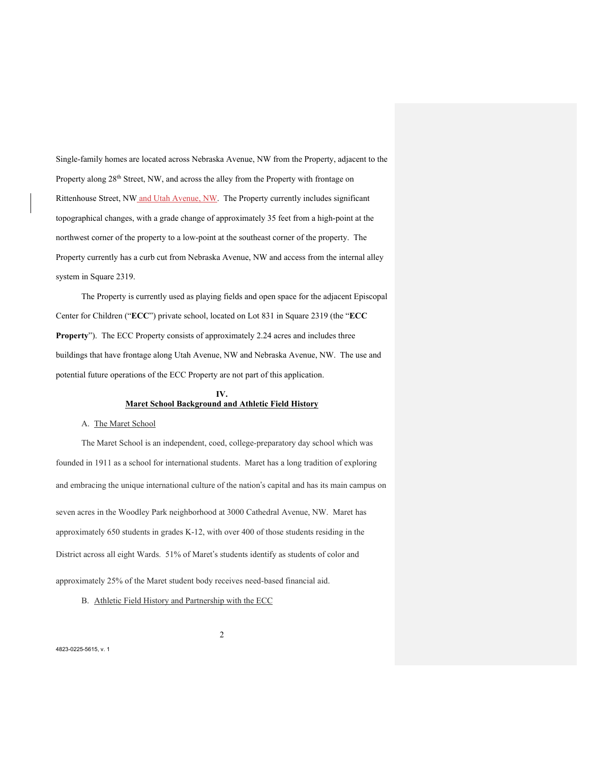Single-family homes are located across Nebraska Avenue, NW from the Property, adjacent to the Property along 28th Street, NW, and across the alley from the Property with frontage on Rittenhouse Street, NW and Utah Avenue, NW. The Property currently includes significant topographical changes, with a grade change of approximately 35 feet from a high-point at the northwest corner of the property to a low-point at the southeast corner of the property. The Property currently has a curb cut from Nebraska Avenue, NW and access from the internal alley system in Square 2319.

The Property is currently used as playing fields and open space for the adjacent Episcopal Center for Children ("**ECC**") private school, located on Lot 831 in Square 2319 (the "**ECC Property**"). The ECC Property consists of approximately 2.24 acres and includes three buildings that have frontage along Utah Avenue, NW and Nebraska Avenue, NW. The use and potential future operations of the ECC Property are not part of this application.

## IV.
## Maret School Background and Athletic Field History

### A. The Maret School

The Maret School is an independent, coed, college-preparatory day school which was founded in 1911 as a school for international students. Maret has a long tradition of exploring and embracing the unique international culture of the nation's capital and has its main campus on seven acres in the Woodley Park neighborhood at 3000 Cathedral Avenue, NW. Maret has approximately 650 students in grades K-12, with over 400 of those students residing in the District across all eight Wards. 51% of Maret's students identify as students of color and approximately 25% of the Maret student body receives need-based financial aid.

### B. Athletic Field History and Partnership with the ECC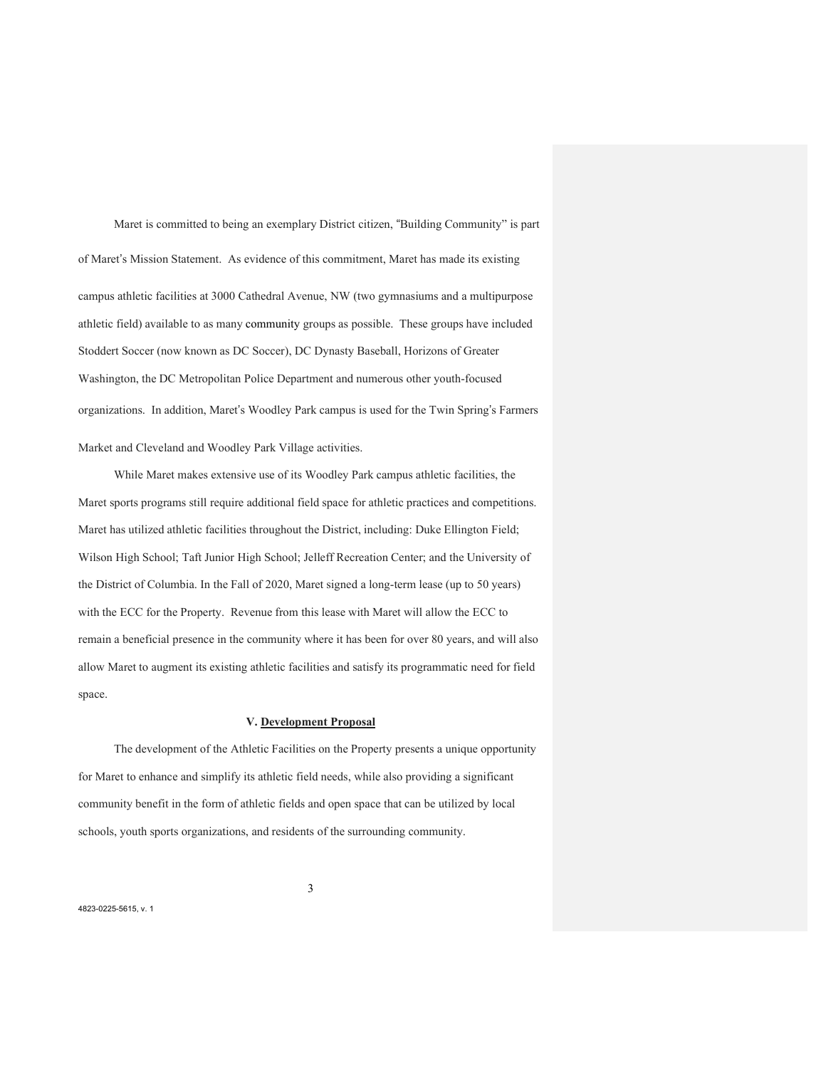Maret is committed to being an exemplary District citizen, "Building Community" is part of Maret's Mission Statement. As evidence of this commitment, Maret has made its existing campus athletic facilities at 3000 Cathedral Avenue, NW (two gymnasiums and a multipurpose athletic field) available to as many community groups as possible. These groups have included Stoddert Soccer (now known as DC Soccer), DC Dynasty Baseball, Horizons of Greater Washington, the DC Metropolitan Police Department and numerous other youth-focused organizations. In addition, Maret's Woodley Park campus is used for the Twin Spring's Farmers Market and Cleveland and Woodley Park Village activities.

While Maret makes extensive use of its Woodley Park campus athletic facilities, the Maret sports programs still require additional field space for athletic practices and competitions. Maret has utilized athletic facilities throughout the District, including: Duke Ellington Field; Wilson High School; Taft Junior High School; Jelleff Recreation Center; and the University of the District of Columbia. In the Fall of 2020, Maret signed a long-term lease (up to 50 years) with the ECC for the Property. Revenue from this lease with Maret will allow the ECC to remain a beneficial presence in the community where it has been for over 80 years, and will also allow Maret to augment its existing athletic facilities and satisfy its programmatic need for field space.

## V. Development Proposal

The development of the Athletic Facilities on the Property presents a unique opportunity for Maret to enhance and simplify its athletic field needs, while also providing a significant community benefit in the form of athletic fields and open space that can be utilized by local schools, youth sports organizations, and residents of the surrounding community.

4823-0225-5615, v. 1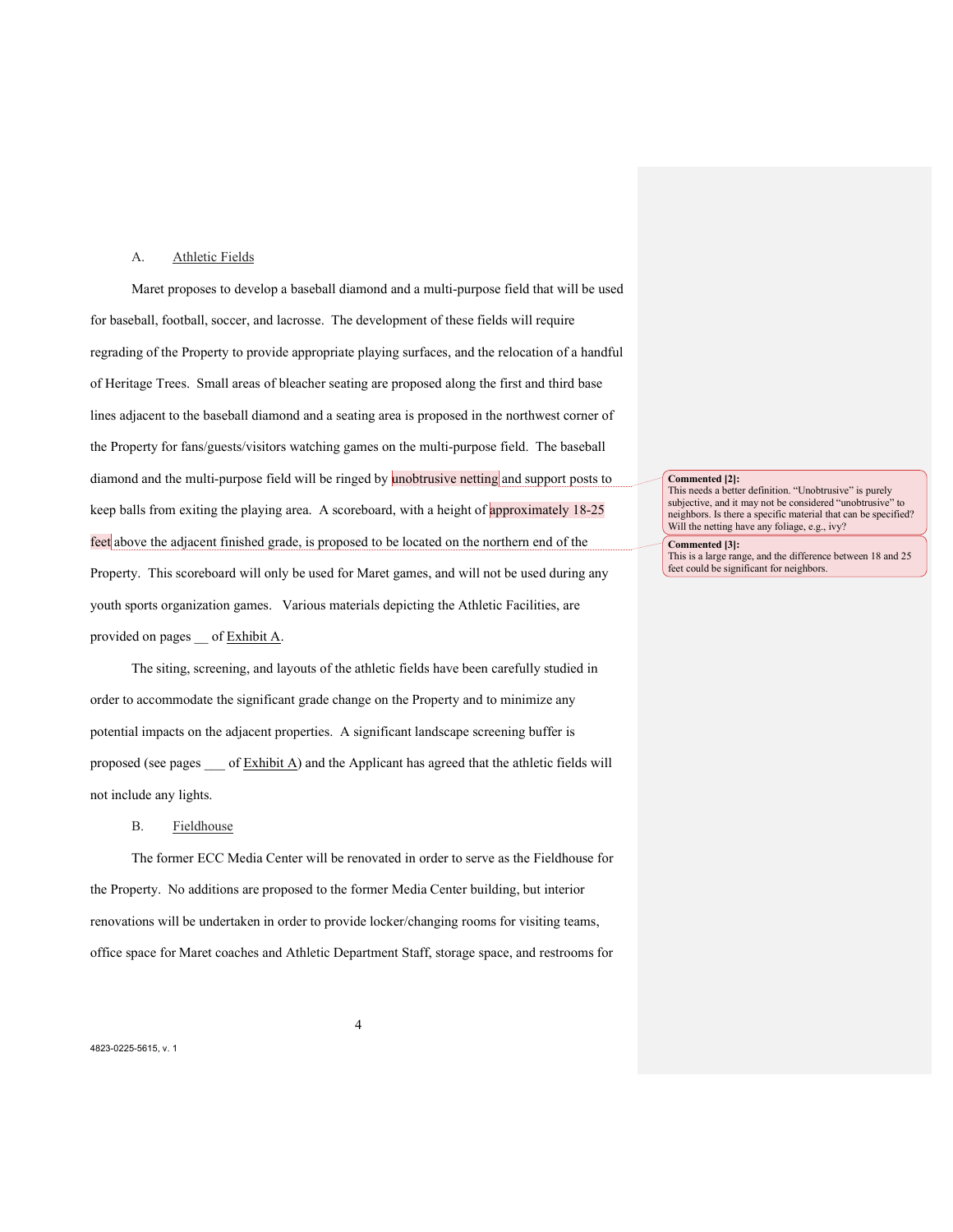## A. Athletic Fields

Maret proposes to develop a baseball diamond and a multi-purpose field that will be used for baseball, football, soccer, and lacrosse. The development of these fields will require regrading of the Property to provide appropriate playing surfaces, and the relocation of a handful of Heritage Trees. Small areas of bleacher seating are proposed along the first and third base lines adjacent to the baseball diamond and a seating area is proposed in the northwest corner of the Property for fans/guests/visitors watching games on the multi-purpose field. The baseball diamond and the multi-purpose field will be ringed by unobtrusive netting and support posts to keep balls from exiting the playing area. A scoreboard, with a height of approximately 18-25 feet above the adjacent finished grade, is proposed to be located on the northern end of the Property. This scoreboard will only be used for Maret games, and will not be used during any youth sports organization games. Various materials depicting the Athletic Facilities, are provided on pages __ of Exhibit A.

> **Commented [2]:** This needs a better definition. "Unobtrusive" is purely subjective, and it may not be considered "unobtrusive" to neighbors. Is there a specific material that can be specified? Will the netting have any foliage, e.g., ivy?

> **Commented [3]:** This is a large range, and the difference between 18 and 25 feet could be significant for neighbors.

The siting, screening, and layouts of the athletic fields have been carefully studied in order to accommodate the significant grade change on the Property and to minimize any potential impacts on the adjacent properties. A significant landscape screening buffer is proposed (see pages ___ of Exhibit A) and the Applicant has agreed that the athletic fields will not include any lights.

## B. Fieldhouse

The former ECC Media Center will be renovated in order to serve as the Fieldhouse for the Property. No additions are proposed to the former Media Center building, but interior renovations will be undertaken in order to provide locker/changing rooms for visiting teams, office space for Maret coaches and Athletic Department Staff, storage space, and restrooms for

4823-0225-5615, v. 1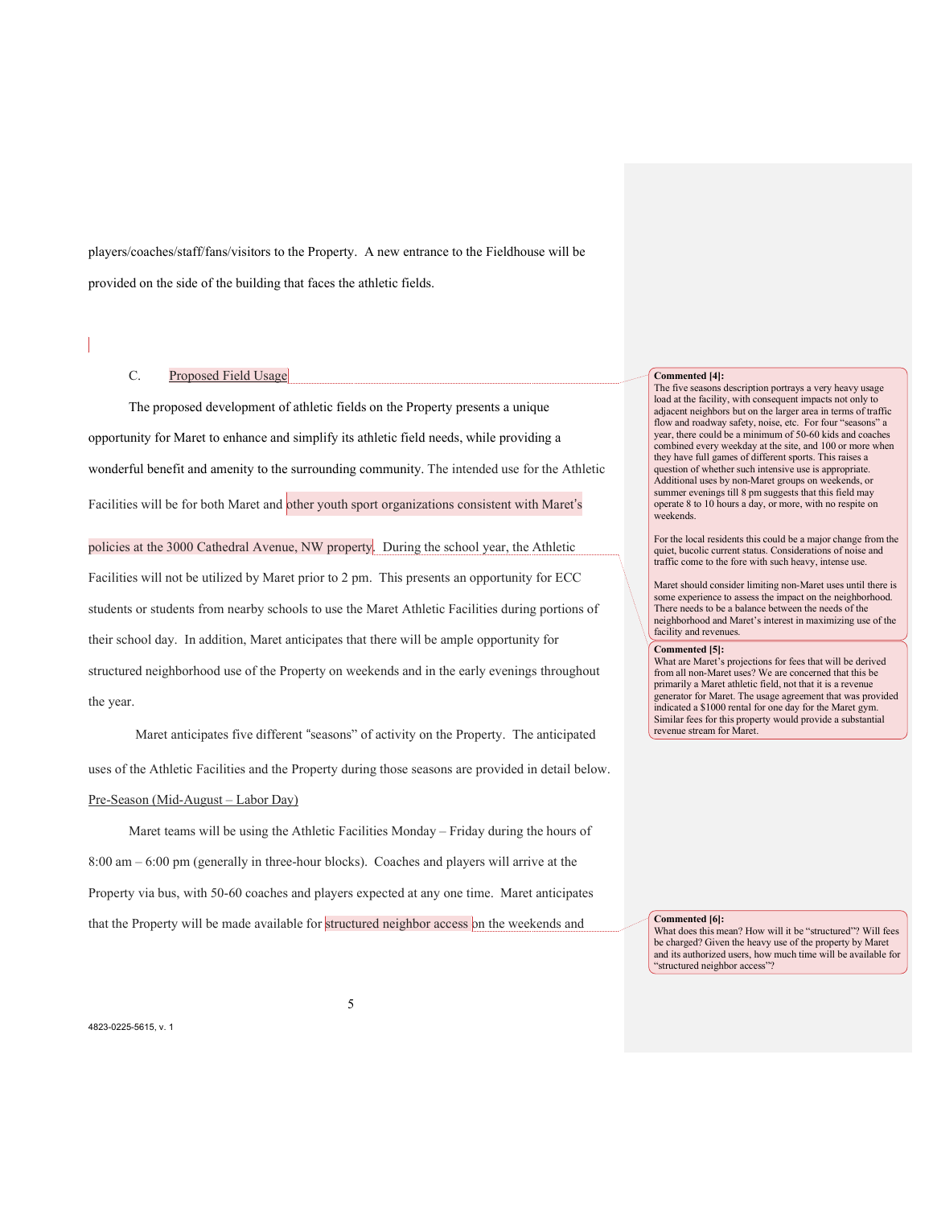players/coaches/staff/fans/visitors to the Property. A new entrance to the Fieldhouse will be provided on the side of the building that faces the athletic fields.

### C. Proposed Field Usage

The proposed development of athletic fields on the Property presents a unique opportunity for Maret to enhance and simplify its athletic field needs, while providing a wonderful benefit and amenity to the surrounding community. The intended use for the Athletic Facilities will be for both Maret and other youth sport organizations consistent with Maret's policies at the 3000 Cathedral Avenue, NW property. During the school year, the Athletic Facilities will not be utilized by Maret prior to 2 pm. This presents an opportunity for ECC students or students from nearby schools to use the Maret Athletic Facilities during portions of their school day. In addition, Maret anticipates that there will be ample opportunity for structured neighborhood use of the Property on weekends and in the early evenings throughout the year.

Maret anticipates five different "seasons" of activity on the Property. The anticipated uses of the Athletic Facilities and the Property during those seasons are provided in detail below.

Pre-Season (Mid-August – Labor Day)

Maret teams will be using the Athletic Facilities Monday – Friday during the hours of 8:00 am – 6:00 pm (generally in three-hour blocks). Coaches and players will arrive at the Property via bus, with 50-60 coaches and players expected at any one time. Maret anticipates that the Property will be made available for structured neighbor access on the weekends and

**Commented [4]:** The five seasons description portrays a very heavy usage load at the facility, with consequent impacts not only to adjacent neighbors but on the larger area in terms of traffic flow and roadway safety, noise, etc. For four "seasons" a year, there could be a minimum of 50-60 kids and coaches combined every weekday at the site, and 100 or more when they have full games of different sports. This raises a question of whether such intensive use is appropriate. Additional uses by non-Maret groups on weekends, or summer evenings till 8 pm suggests that this field may operate 8 to 10 hours a day, or more, with no respite on weekends.

For the local residents this could be a major change from the quiet, bucolic current status. Considerations of noise and traffic come to the fore with such heavy, intense use.

Maret should consider limiting non-Maret uses until there is some experience to assess the impact on the neighborhood. There needs to be a balance between the needs of the neighborhood and Maret's interest in maximizing use of the facility and revenues.

**Commented [5]:** What are Maret's projections for fees that will be derived from all non-Maret uses? We are concerned that this be primarily a Maret athletic field, not that it is a revenue generator for Maret. The usage agreement that was provided indicated a $1000 rental for one day for the Maret gym. Similar fees for this property would provide a substantial revenue stream for Maret.

**Commented [6]:** What does this mean? How will it be "structured"? Will fees be charged? Given the heavy use of the property by Maret and its authorized users, how much time will be available for "structured neighbor access"?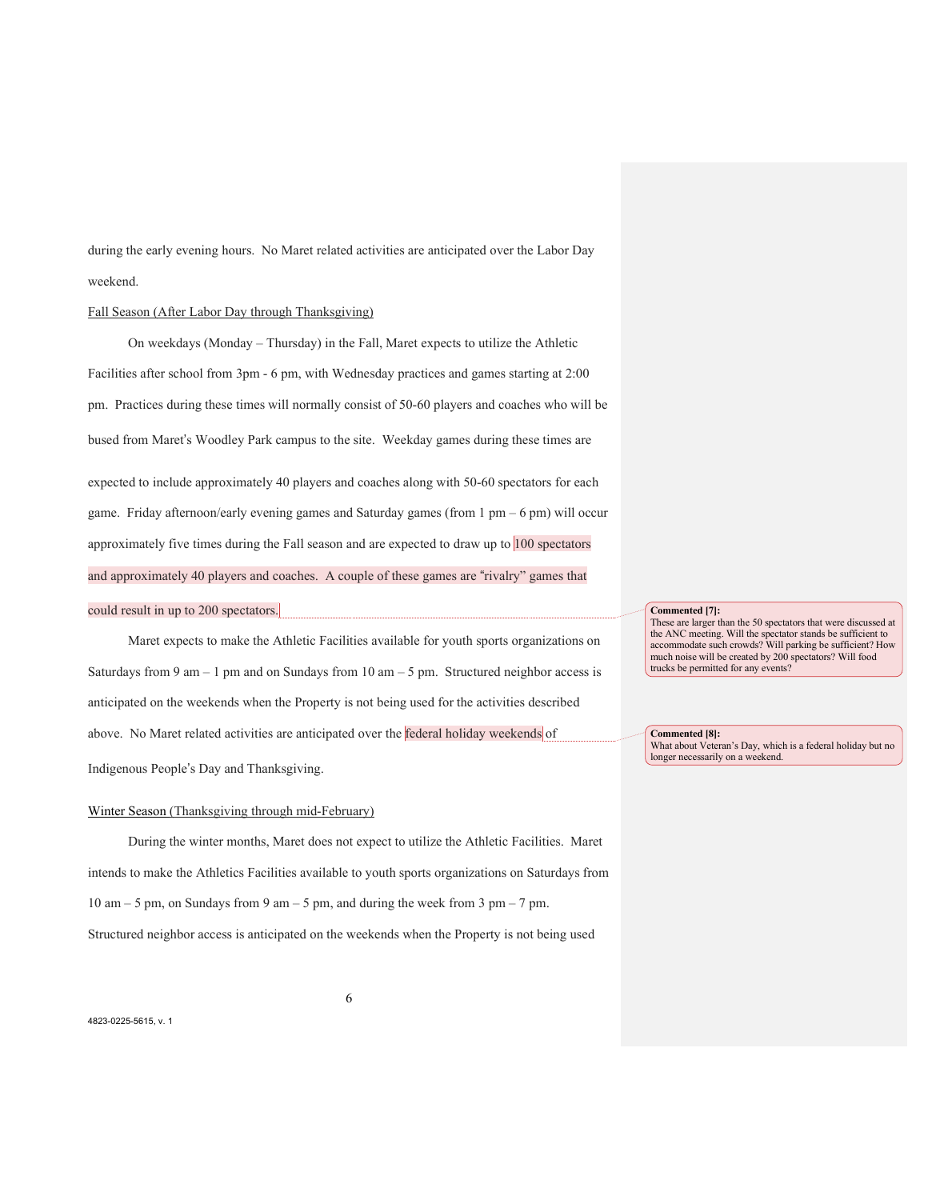during the early evening hours. No Maret related activities are anticipated over the Labor Day weekend.

Fall Season (After Labor Day through Thanksgiving)

On weekdays (Monday – Thursday) in the Fall, Maret expects to utilize the Athletic Facilities after school from 3pm - 6 pm, with Wednesday practices and games starting at 2:00 pm. Practices during these times will normally consist of 50-60 players and coaches who will be bused from Maret's Woodley Park campus to the site. Weekday games during these times are expected to include approximately 40 players and coaches along with 50-60 spectators for each game. Friday afternoon/early evening games and Saturday games (from 1 pm – 6 pm) will occur approximately five times during the Fall season and are expected to draw up to 100 spectators and approximately 40 players and coaches. A couple of these games are "rivalry" games that could result in up to 200 spectators.

> **Commented [7]:** These are larger than the 50 spectators that were discussed at the ANC meeting. Will the spectator stands be sufficient to accommodate such crowds? Will parking be sufficient? How much noise will be created by 200 spectators? Will food trucks be permitted for any events?

Maret expects to make the Athletic Facilities available for youth sports organizations on Saturdays from 9 am – 1 pm and on Sundays from 10 am – 5 pm. Structured neighbor access is anticipated on the weekends when the Property is not being used for the activities described above. No Maret related activities are anticipated over the federal holiday weekends of Indigenous People's Day and Thanksgiving.

> **Commented [8]:** What about Veteran's Day, which is a federal holiday but no longer necessarily on a weekend.

Winter Season (Thanksgiving through mid-February)

During the winter months, Maret does not expect to utilize the Athletic Facilities. Maret intends to make the Athletics Facilities available to youth sports organizations on Saturdays from 10 am – 5 pm, on Sundays from 9 am – 5 pm, and during the week from 3 pm – 7 pm. Structured neighbor access is anticipated on the weekends when the Property is not being used

4823-0225-5615, v. 1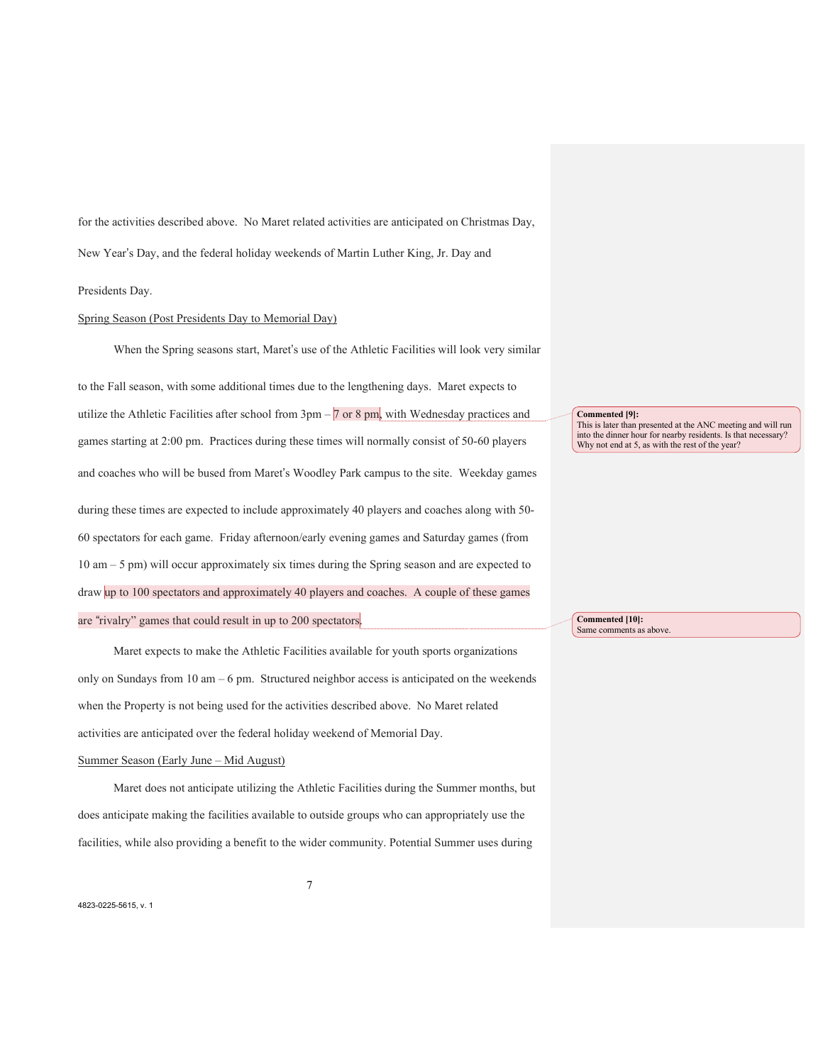for the activities described above. No Maret related activities are anticipated on Christmas Day, New Year's Day, and the federal holiday weekends of Martin Luther King, Jr. Day and Presidents Day.

Spring Season (Post Presidents Day to Memorial Day)

When the Spring seasons start, Maret's use of the Athletic Facilities will look very similar to the Fall season, with some additional times due to the lengthening days. Maret expects to utilize the Athletic Facilities after school from 3pm – 7 or 8 pm, with Wednesday practices and games starting at 2:00 pm. Practices during these times will normally consist of 50-60 players and coaches who will be bused from Maret's Woodley Park campus to the site. Weekday games during these times are expected to include approximately 40 players and coaches along with 50-60 spectators for each game. Friday afternoon/early evening games and Saturday games (from 10 am – 5 pm) will occur approximately six times during the Spring season and are expected to draw up to 100 spectators and approximately 40 players and coaches. A couple of these games are "rivalry" games that could result in up to 200 spectators.

Maret expects to make the Athletic Facilities available for youth sports organizations only on Sundays from 10 am – 6 pm. Structured neighbor access is anticipated on the weekends when the Property is not being used for the activities described above. No Maret related activities are anticipated over the federal holiday weekend of Memorial Day.

Summer Season (Early June – Mid August)

Maret does not anticipate utilizing the Athletic Facilities during the Summer months, but does anticipate making the facilities available to outside groups who can appropriately use the facilities, while also providing a benefit to the wider community. Potential Summer uses during

**Commented [9]:** This is later than presented at the ANC meeting and will run into the dinner hour for nearby residents. Is that necessary? Why not end at 5, as with the rest of the year?

**Commented [10]:** Same comments as above.

4823-0225-5615, v. 1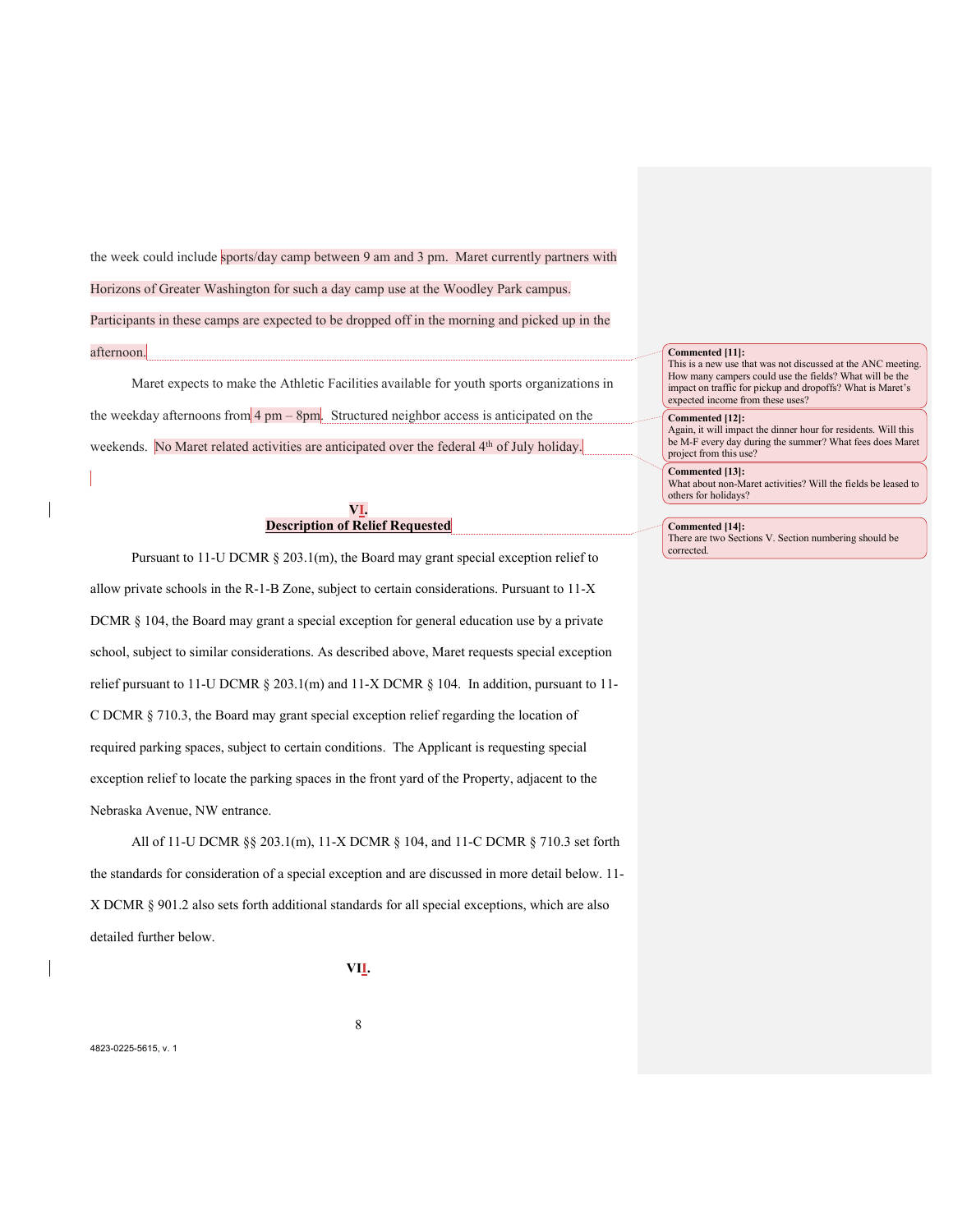the week could include sports/day camp between 9 am and 3 pm. Maret currently partners with Horizons of Greater Washington for such a day camp use at the Woodley Park campus. Participants in these camps are expected to be dropped off in the morning and picked up in the afternoon.

Maret expects to make the Athletic Facilities available for youth sports organizations in the weekday afternoons from 4 pm – 8pm. Structured neighbor access is anticipated on the weekends. No Maret related activities are anticipated over the federal 4th of July holiday.

> **Commented [11]:** This is a new use that was not discussed at the ANC meeting. How many campers could use the fields? What will be the impact on traffic for pickup and dropoffs? What is Maret's expected income from these uses?

> **Commented [12]:** Again, it will impact the dinner hour for residents. Will this be M-F every day during the summer? What fees does Maret project from this use?

> **Commented [13]:** What about non-Maret activities? Will the fields be leased to others for holidays?

> **Commented [14]:** There are two Sections V. Section numbering should be corrected.

## VI.
## Description of Relief Requested

Pursuant to 11-U DCMR § 203.1(m), the Board may grant special exception relief to allow private schools in the R-1-B Zone, subject to certain considerations. Pursuant to 11-X DCMR § 104, the Board may grant a special exception for general education use by a private school, subject to similar considerations. As described above, Maret requests special exception relief pursuant to 11-U DCMR § 203.1(m) and 11-X DCMR § 104. In addition, pursuant to 11-C DCMR § 710.3, the Board may grant special exception relief regarding the location of required parking spaces, subject to certain conditions. The Applicant is requesting special exception relief to locate the parking spaces in the front yard of the Property, adjacent to the Nebraska Avenue, NW entrance.

All of 11-U DCMR §§ 203.1(m), 11-X DCMR § 104, and 11-C DCMR § 710.3 set forth the standards for consideration of a special exception and are discussed in more detail below. 11-X DCMR § 901.2 also sets forth additional standards for all special exceptions, which are also detailed further below.

## VII.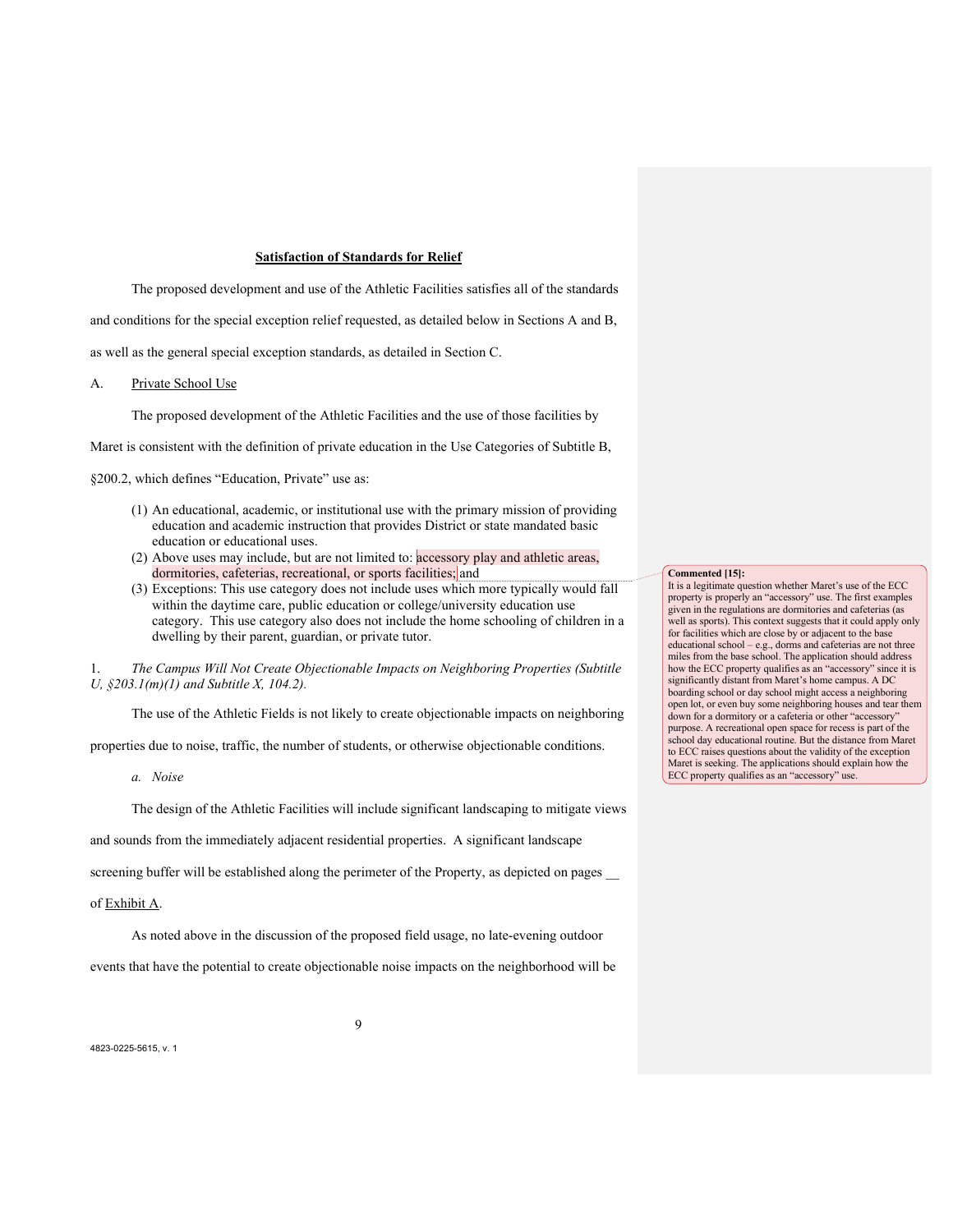**Satisfaction of Standards for Relief**

The proposed development and use of the Athletic Facilities satisfies all of the standards and conditions for the special exception relief requested, as detailed below in Sections A and B, as well as the general special exception standards, as detailed in Section C.

A. Private School Use

The proposed development of the Athletic Facilities and the use of those facilities by Maret is consistent with the definition of private education in the Use Categories of Subtitle B, §200.2, which defines "Education, Private" use as:

(1) An educational, academic, or institutional use with the primary mission of providing education and academic instruction that provides District or state mandated basic education or educational uses.
(2) Above uses may include, but are not limited to: accessory play and athletic areas, dormitories, cafeterias, recreational, or sports facilities; and
(3) Exceptions: This use category does not include uses which more typically would fall within the daytime care, public education or college/university education use category. This use category also does not include the home schooling of children in a dwelling by their parent, guardian, or private tutor.

**Commented [15]:** It is a legitimate question whether Maret's use of the ECC property is properly an "accessory" use. The first examples given in the regulations are dormitories and cafeterias (as well as sports). This context suggests that it could apply only for facilities which are close by or adjacent to the base educational school – e.g., dorms and cafeterias are not three miles from the base school. The application should address how the ECC property qualifies as an "accessory" since it is significantly distant from Maret's home campus. A DC boarding school or day school might access a neighboring open lot, or even buy some neighboring houses and tear them down for a dormitory or a cafeteria or other "accessory" purpose. A recreational open space for recess is part of the school day educational routine. But the distance from Maret to ECC raises questions about the validity of the exception Maret is seeking. The applications should explain how the ECC property qualifies as an "accessory" use.

1. *The Campus Will Not Create Objectionable Impacts on Neighboring Properties (Subtitle U, §203.1(m)(1) and Subtitle X, 104.2).*

The use of the Athletic Fields is not likely to create objectionable impacts on neighboring properties due to noise, traffic, the number of students, or otherwise objectionable conditions.

*a. Noise*

The design of the Athletic Facilities will include significant landscaping to mitigate views and sounds from the immediately adjacent residential properties. A significant landscape screening buffer will be established along the perimeter of the Property, as depicted on pages __ of Exhibit A.

As noted above in the discussion of the proposed field usage, no late-evening outdoor events that have the potential to create objectionable noise impacts on the neighborhood will be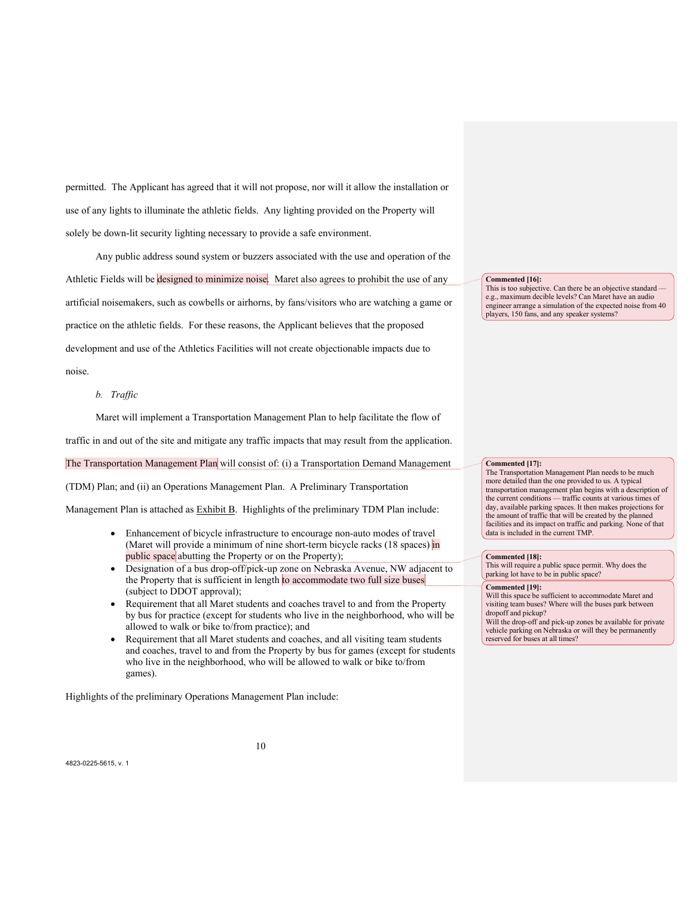permitted. The Applicant has agreed that it will not propose, nor will it allow the installation or use of any lights to illuminate the athletic fields. Any lighting provided on the Property will solely be down-lit security lighting necessary to provide a safe environment.

Any public address sound system or buzzers associated with the use and operation of the Athletic Fields will be designed to minimize noise. Maret also agrees to prohibit the use of any artificial noisemakers, such as cowbells or airhorns, by fans/visitors who are watching a game or practice on the athletic fields. For these reasons, the Applicant believes that the proposed development and use of the Athletics Facilities will not create objectionable impacts due to noise.

*b. Traffic*

Maret will implement a Transportation Management Plan to help facilitate the flow of traffic in and out of the site and mitigate any traffic impacts that may result from the application. The Transportation Management Plan will consist of: (i) a Transportation Demand Management (TDM) Plan; and (ii) an Operations Management Plan. A Preliminary Transportation Management Plan is attached as Exhibit B. Highlights of the preliminary TDM Plan include:

- Enhancement of bicycle infrastructure to encourage non-auto modes of travel (Maret will provide a minimum of nine short-term bicycle racks (18 spaces) in public space abutting the Property or on the Property);
- Designation of a bus drop-off/pick-up zone on Nebraska Avenue, NW adjacent to the Property that is sufficient in length to accommodate two full size buses (subject to DDOT approval);
- Requirement that all Maret students and coaches travel to and from the Property by bus for practice (except for students who live in the neighborhood, who will be allowed to walk or bike to/from practice); and
- Requirement that all Maret students and coaches, and all visiting team students and coaches, travel to and from the Property by bus for games (except for students who live in the neighborhood, who will be allowed to walk or bike to/from games).

Highlights of the preliminary Operations Management Plan include:

**Commented [16]:** This is too subjective. Can there be an objective standard — e.g., maximum decible levels? Can Maret have an audio engineer arrange a simulation of the expected noise from 40 players, 150 fans, and any speaker systems?

**Commented [17]:** The Transportation Management Plan needs to be much more detailed than the one provided to us. A typical transportation management plan begins with a description of the current conditions — traffic counts at various times of day, available parking spaces. It then makes projections for the amount of traffic that will be created by the planned facilities and its impact on traffic and parking. None of that data is included in the current TMP.

**Commented [18]:** This will require a public space permit. Why does the parking lot have to be in public space?

**Commented [19]:** Will this space be sufficient to accommodate Maret and visiting team buses? Where will the buses park between dropoff and pickup?
Will the drop-off and pick-up zones be available for private vehicle parking on Nebraska or will they be permanently reserved for buses at all times?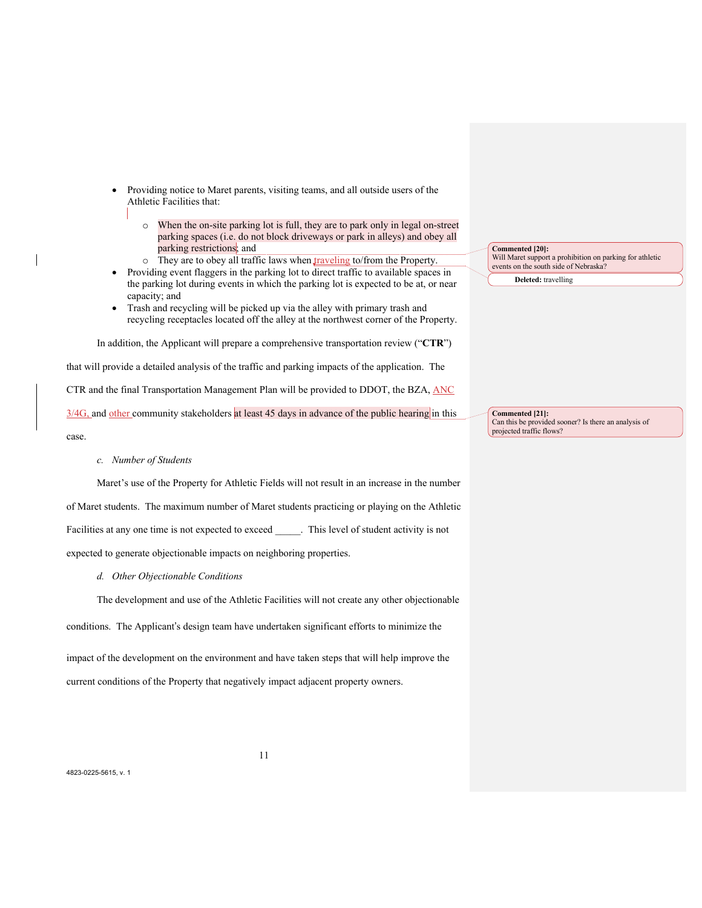- Providing notice to Maret parents, visiting teams, and all outside users of the Athletic Facilities that:
  - When the on-site parking lot is full, they are to park only in legal on-street parking spaces (i.e. do not block driveways or park in alleys) and obey all parking restrictions; and
  - They are to obey all traffic laws when traveling to/from the Property.
- Providing event flaggers in the parking lot to direct traffic to available spaces in the parking lot during events in which the parking lot is expected to be at, or near capacity; and
- Trash and recycling will be picked up via the alley with primary trash and recycling receptacles located off the alley at the northwest corner of the Property.

In addition, the Applicant will prepare a comprehensive transportation review ("**CTR**") that will provide a detailed analysis of the traffic and parking impacts of the application. The CTR and the final Transportation Management Plan will be provided to DDOT, the BZA, ANC 3/4G, and other community stakeholders at least 45 days in advance of the public hearing in this case.

*c. Number of Students*

Maret's use of the Property for Athletic Fields will not result in an increase in the number of Maret students. The maximum number of Maret students practicing or playing on the Athletic Facilities at any one time is not expected to exceed _____. This level of student activity is not expected to generate objectionable impacts on neighboring properties.

*d. Other Objectionable Conditions*

The development and use of the Athletic Facilities will not create any other objectionable conditions. The Applicant's design team have undertaken significant efforts to minimize the impact of the development on the environment and have taken steps that will help improve the current conditions of the Property that negatively impact adjacent property owners.

> **Commented [20]:** Will Maret support a prohibition on parking for athletic events on the south side of Nebraska?

> **Deleted:** travelling

> **Commented [21]:** Can this be provided sooner? Is there an analysis of projected traffic flows?

4823-0225-5615, v. 1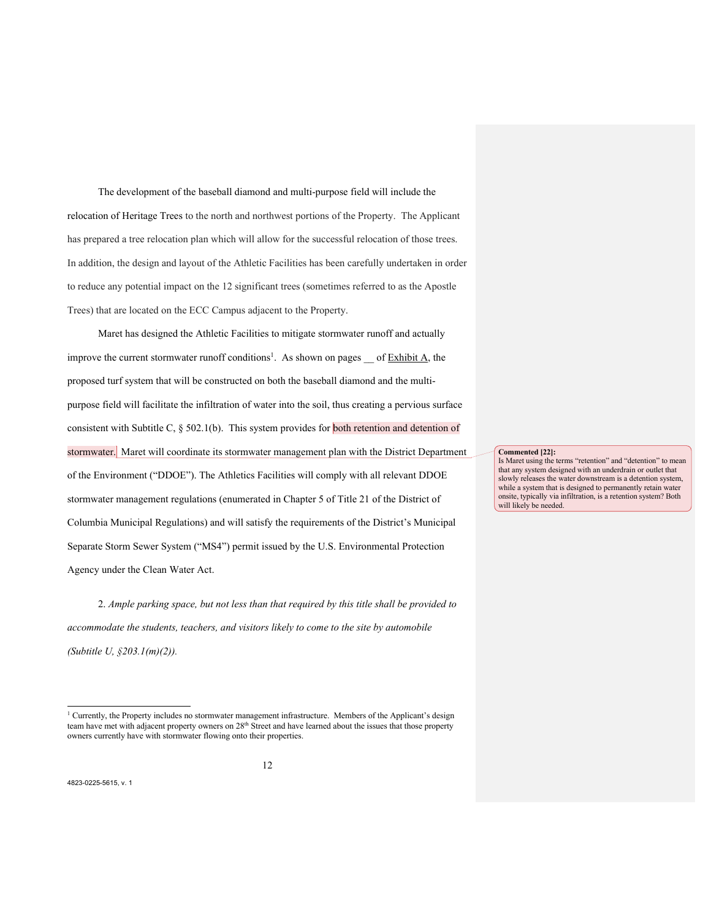The development of the baseball diamond and multi-purpose field will include the relocation of Heritage Trees to the north and northwest portions of the Property. The Applicant has prepared a tree relocation plan which will allow for the successful relocation of those trees. In addition, the design and layout of the Athletic Facilities has been carefully undertaken in order to reduce any potential impact on the 12 significant trees (sometimes referred to as the Apostle Trees) that are located on the ECC Campus adjacent to the Property.

Maret has designed the Athletic Facilities to mitigate stormwater runoff and actually improve the current stormwater runoff conditions[1]. As shown on pages __ of Exhibit A, the proposed turf system that will be constructed on both the baseball diamond and the multi-purpose field will facilitate the infiltration of water into the soil, thus creating a pervious surface consistent with Subtitle C, § 502.1(b). This system provides for both retention and detention of stormwater. Maret will coordinate its stormwater management plan with the District Department of the Environment ("DDOE"). The Athletics Facilities will comply with all relevant DDOE stormwater management regulations (enumerated in Chapter 5 of Title 21 of the District of Columbia Municipal Regulations) and will satisfy the requirements of the District's Municipal Separate Storm Sewer System ("MS4") permit issued by the U.S. Environmental Protection Agency under the Clean Water Act.

> **Commented [22]:** Is Maret using the terms "retention" and "detention" to mean that any system designed with an underdrain or outlet that slowly releases the water downstream is a detention system, while a system that is designed to permanently retain water onsite, typically via infiltration, is a retention system? Both will likely be needed.

2. *Ample parking space, but not less than that required by this title shall be provided to accommodate the students, teachers, and visitors likely to come to the site by automobile (Subtitle U, §203.1(m)(2)).*

---

[1] Currently, the Property includes no stormwater management infrastructure. Members of the Applicant's design team have met with adjacent property owners on 28th Street and have learned about the issues that those property owners currently have with stormwater flowing onto their properties.

4823-0225-5615, v. 1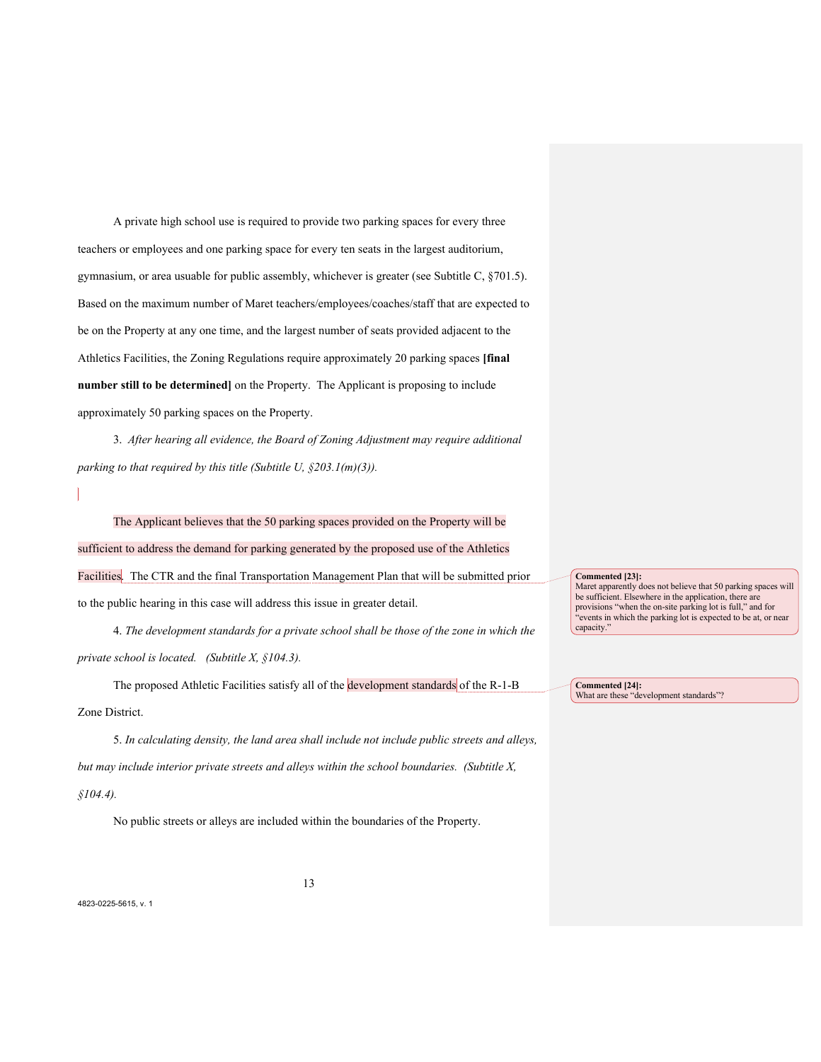A private high school use is required to provide two parking spaces for every three teachers or employees and one parking space for every ten seats in the largest auditorium, gymnasium, or area usuable for public assembly, whichever is greater (see Subtitle C, §701.5). Based on the maximum number of Maret teachers/employees/coaches/staff that are expected to be on the Property at any one time, and the largest number of seats provided adjacent to the Athletics Facilities, the Zoning Regulations require approximately 20 parking spaces **[final number still to be determined]** on the Property. The Applicant is proposing to include approximately 50 parking spaces on the Property.

3. *After hearing all evidence, the Board of Zoning Adjustment may require additional parking to that required by this title (Subtitle U, §203.1(m)(3)).*

The Applicant believes that the 50 parking spaces provided on the Property will be sufficient to address the demand for parking generated by the proposed use of the Athletics Facilities. The CTR and the final Transportation Management Plan that will be submitted prior to the public hearing in this case will address this issue in greater detail.

4. *The development standards for a private school shall be those of the zone in which the private school is located. (Subtitle X, §104.3).*

The proposed Athletic Facilities satisfy all of the development standards of the R-1-B Zone District.

5. *In calculating density, the land area shall include not include public streets and alleys, but may include interior private streets and alleys within the school boundaries. (Subtitle X, §104.4).*

No public streets or alleys are included within the boundaries of the Property.

**Commented [23]:** Maret apparently does not believe that 50 parking spaces will be sufficient. Elsewhere in the application, there are provisions "when the on-site parking lot is full," and for "events in which the parking lot is expected to be at, or near capacity."

**Commented [24]:** What are these "development standards"?

4823-0225-5615, v. 1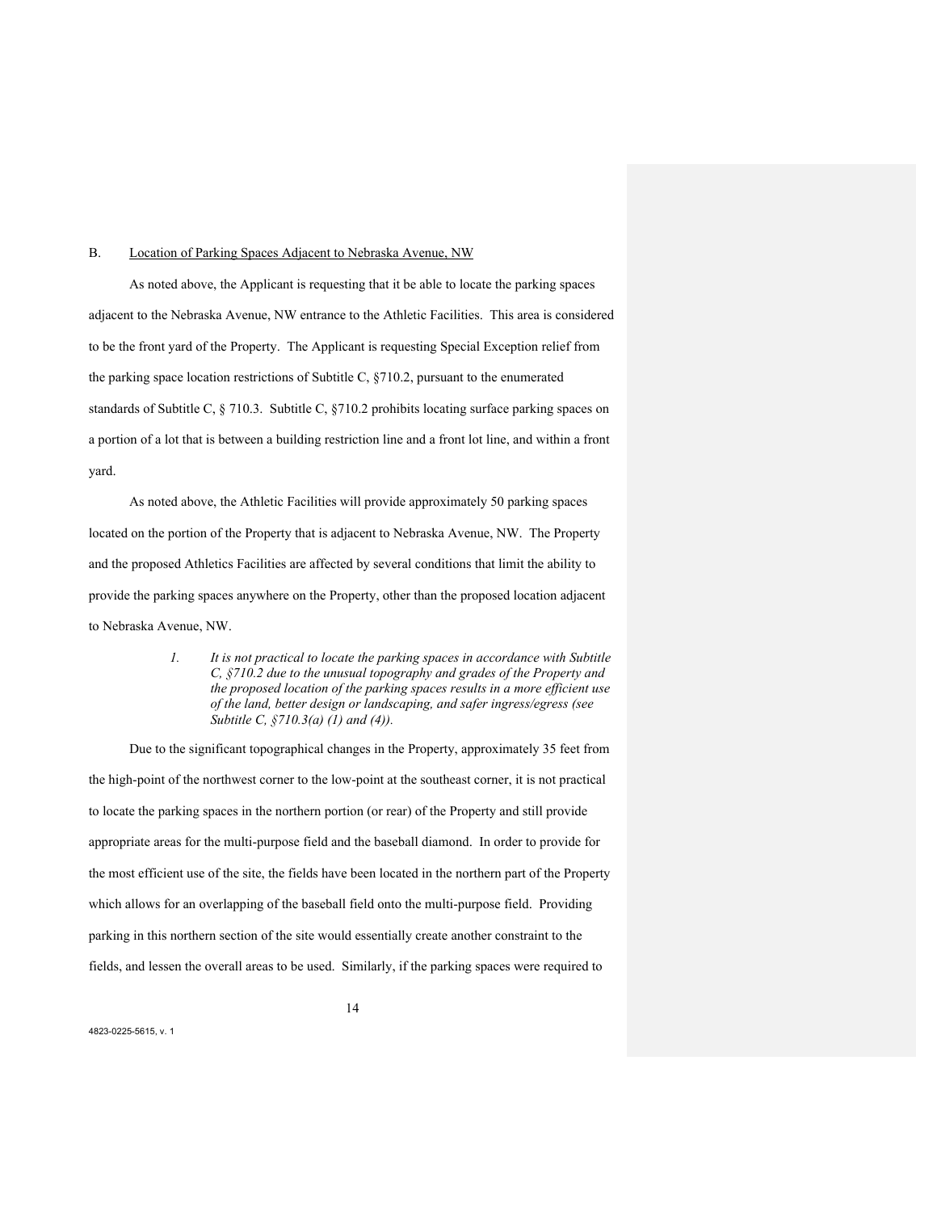B. Location of Parking Spaces Adjacent to Nebraska Avenue, NW

As noted above, the Applicant is requesting that it be able to locate the parking spaces adjacent to the Nebraska Avenue, NW entrance to the Athletic Facilities. This area is considered to be the front yard of the Property. The Applicant is requesting Special Exception relief from the parking space location restrictions of Subtitle C, §710.2, pursuant to the enumerated standards of Subtitle C, § 710.3. Subtitle C, §710.2 prohibits locating surface parking spaces on a portion of a lot that is between a building restriction line and a front lot line, and within a front yard.

As noted above, the Athletic Facilities will provide approximately 50 parking spaces located on the portion of the Property that is adjacent to Nebraska Avenue, NW. The Property and the proposed Athletics Facilities are affected by several conditions that limit the ability to provide the parking spaces anywhere on the Property, other than the proposed location adjacent to Nebraska Avenue, NW.

> *1. It is not practical to locate the parking spaces in accordance with Subtitle C, §710.2 due to the unusual topography and grades of the Property and the proposed location of the parking spaces results in a more efficient use of the land, better design or landscaping, and safer ingress/egress (see Subtitle C, §710.3(a) (1) and (4)).*

Due to the significant topographical changes in the Property, approximately 35 feet from the high-point of the northwest corner to the low-point at the southeast corner, it is not practical to locate the parking spaces in the northern portion (or rear) of the Property and still provide appropriate areas for the multi-purpose field and the baseball diamond. In order to provide for the most efficient use of the site, the fields have been located in the northern part of the Property which allows for an overlapping of the baseball field onto the multi-purpose field. Providing parking in this northern section of the site would essentially create another constraint to the fields, and lessen the overall areas to be used. Similarly, if the parking spaces were required to

4823-0225-5615, v. 1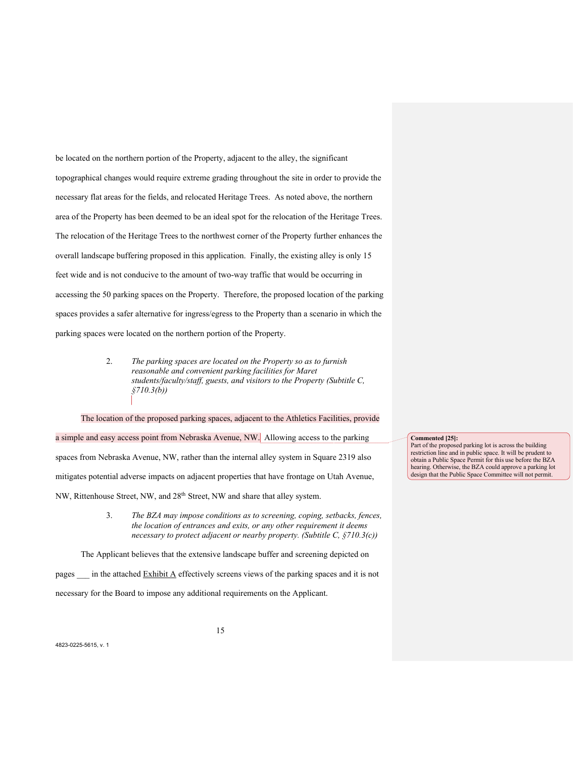be located on the northern portion of the Property, adjacent to the alley, the significant topographical changes would require extreme grading throughout the site in order to provide the necessary flat areas for the fields, and relocated Heritage Trees. As noted above, the northern area of the Property has been deemed to be an ideal spot for the relocation of the Heritage Trees. The relocation of the Heritage Trees to the northwest corner of the Property further enhances the overall landscape buffering proposed in this application. Finally, the existing alley is only 15 feet wide and is not conducive to the amount of two-way traffic that would be occurring in accessing the 50 parking spaces on the Property. Therefore, the proposed location of the parking spaces provides a safer alternative for ingress/egress to the Property than a scenario in which the parking spaces were located on the northern portion of the Property.

> 2. *The parking spaces are located on the Property so as to furnish reasonable and convenient parking facilities for Maret students/faculty/staff, guests, and visitors to the Property (Subtitle C, §710.3(b))*

The location of the proposed parking spaces, adjacent to the Athletics Facilities, provide a simple and easy access point from Nebraska Avenue, NW. Allowing access to the parking spaces from Nebraska Avenue, NW, rather than the internal alley system in Square 2319 also mitigates potential adverse impacts on adjacent properties that have frontage on Utah Avenue, NW, Rittenhouse Street, NW, and 28th Street, NW and share that alley system.

> 3. *The BZA may impose conditions as to screening, coping, setbacks, fences, the location of entrances and exits, or any other requirement it deems necessary to protect adjacent or nearby property. (Subtitle C, §710.3(c))*

The Applicant believes that the extensive landscape buffer and screening depicted on pages ___ in the attached Exhibit A effectively screens views of the parking spaces and it is not necessary for the Board to impose any additional requirements on the Applicant.

**Commented [25]:** Part of the proposed parking lot is across the building restriction line and in public space. It will be prudent to obtain a Public Space Permit for this use before the BZA hearing. Otherwise, the BZA could approve a parking lot design that the Public Space Committee will not permit.

4823-0225-5615, v. 1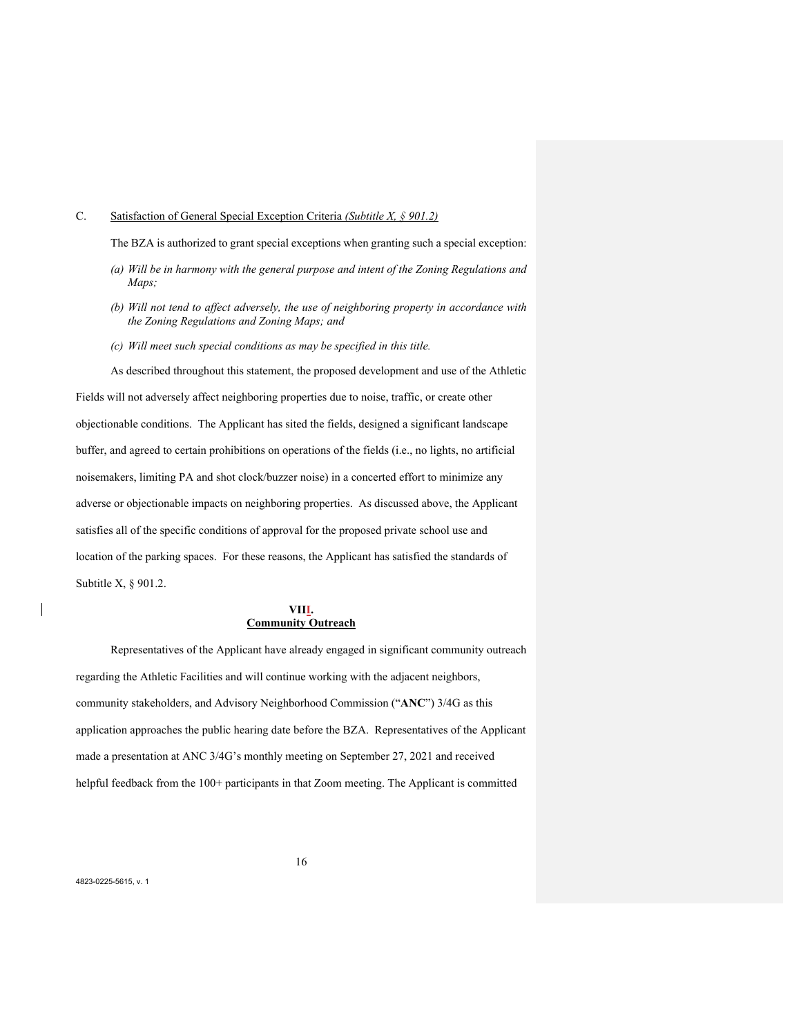C. <u>Satisfaction of General Special Exception Criteria</u> *(Subtitle X, § 901.2)*

The BZA is authorized to grant special exceptions when granting such a special exception:

*(a) Will be in harmony with the general purpose and intent of the Zoning Regulations and Maps;*

*(b) Will not tend to affect adversely, the use of neighboring property in accordance with the Zoning Regulations and Zoning Maps; and*

*(c) Will meet such special conditions as may be specified in this title.*

As described throughout this statement, the proposed development and use of the Athletic Fields will not adversely affect neighboring properties due to noise, traffic, or create other objectionable conditions. The Applicant has sited the fields, designed a significant landscape buffer, and agreed to certain prohibitions on operations of the fields (i.e., no lights, no artificial noisemakers, limiting PA and shot clock/buzzer noise) in a concerted effort to minimize any adverse or objectionable impacts on neighboring properties. As discussed above, the Applicant satisfies all of the specific conditions of approval for the proposed private school use and location of the parking spaces. For these reasons, the Applicant has satisfied the standards of Subtitle X, § 901.2.

## VIII.
## Community Outreach

Representatives of the Applicant have already engaged in significant community outreach regarding the Athletic Facilities and will continue working with the adjacent neighbors, community stakeholders, and Advisory Neighborhood Commission ("**ANC**") 3/4G as this application approaches the public hearing date before the BZA. Representatives of the Applicant made a presentation at ANC 3/4G's monthly meeting on September 27, 2021 and received helpful feedback from the 100+ participants in that Zoom meeting. The Applicant is committed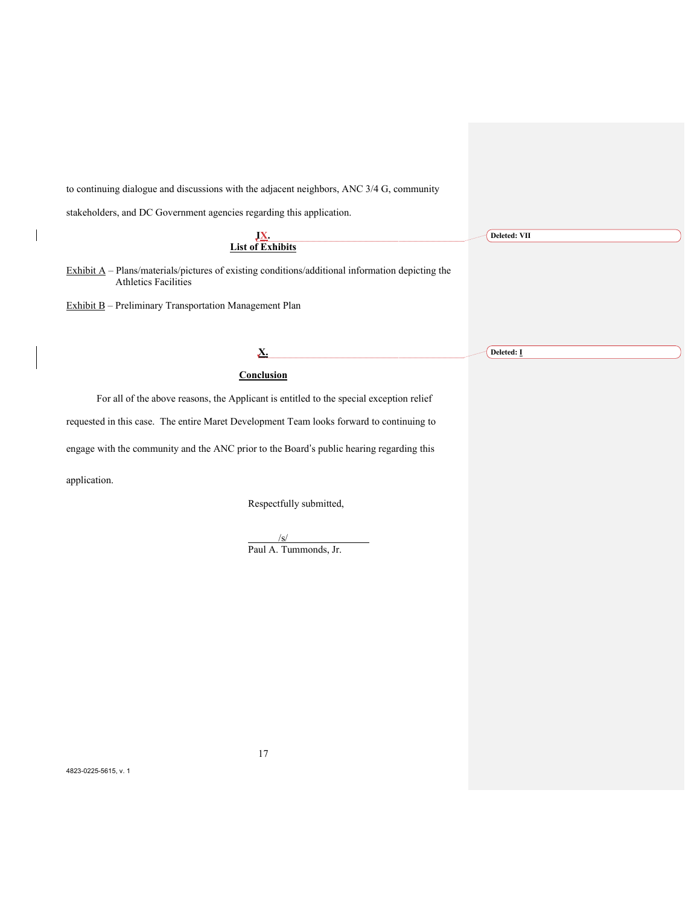to continuing dialogue and discussions with the adjacent neighbors, ANC 3/4 G, community stakeholders, and DC Government agencies regarding this application.

## IX.
## List of Exhibits

Exhibit A – Plans/materials/pictures of existing conditions/additional information depicting the Athletics Facilities

Exhibit B – Preliminary Transportation Management Plan

## X.
## Conclusion

For all of the above reasons, the Applicant is entitled to the special exception relief requested in this case. The entire Maret Development Team looks forward to continuing to engage with the community and the ANC prior to the Board's public hearing regarding this application.

Respectfully submitted,

/s/
Paul A. Tummonds, Jr.

4823-0225-5615, v. 1